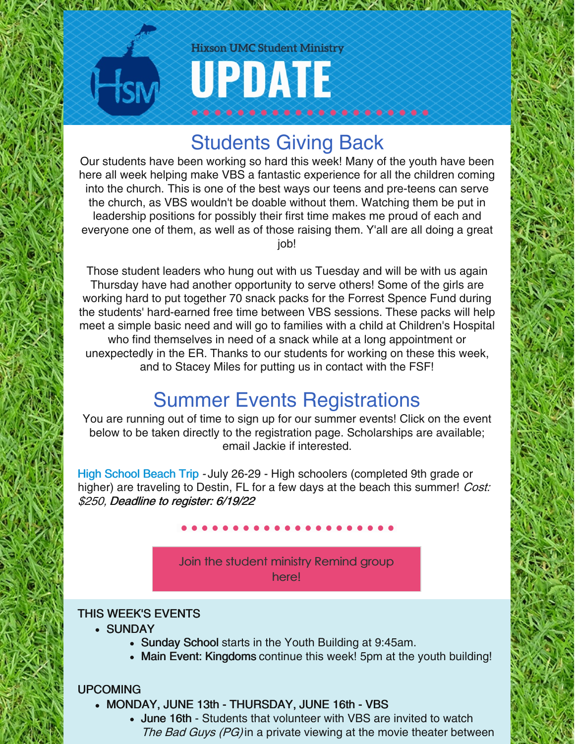Hixson UMC Student Ministry

# UPDATE

## Students Giving Back

Our students have been working so hard this week! Many of the youth have been here all week helping make VBS a fantastic experience for all the children coming into the church. This is one of the best ways our teens and pre-teens can serve the church, as VBS wouldn't be doable without them. Watching them be put in leadership positions for possibly their first time makes me proud of each and everyone one of them, as well as of those raising them. Y'all are all doing a great job!

Those student leaders who hung out with us Tuesday and will be with us again Thursday have had another opportunity to serve others! Some of the girls are working hard to put together 70 snack packs for the Forrest Spence Fund during the students' hard-earned free time between VBS sessions. These packs will help meet a simple basic need and will go to families with a child at Children's Hospital who find themselves in need of a snack while at a long appointment or unexpectedly in the ER. Thanks to our students for working on these this week, and to Stacey Miles for putting us in contact with the FSF!

## Summer Events Registrations

You are running out of time to sign up for our summer events! Click on the event below to be taken directly to the registration page. Scholarships are available; email Jackie if interested.

High School Beach Trip - July 26-29 - High schoolers (completed 9th grade or higher) are traveling to Destin, FL for a few days at the beach this summer! *Cost: $250, Deadline to register: 6/19/22*

Join the student ministry Remind group here!

THIS WEEK'S EVENTS

- SUNDAY
  - **Sunday School** starts in the Youth Building at 9:45am.
  - **Main Event: Kingdoms** continue this week! 5pm at the youth building!

UPCOMING

- MONDAY, JUNE 13th - THURSDAY, JUNE 16th - VBS
  - **June 16th** - Students that volunteer with VBS are invited to watch *The Bad Guys (PG)* in a private viewing at the movie theater between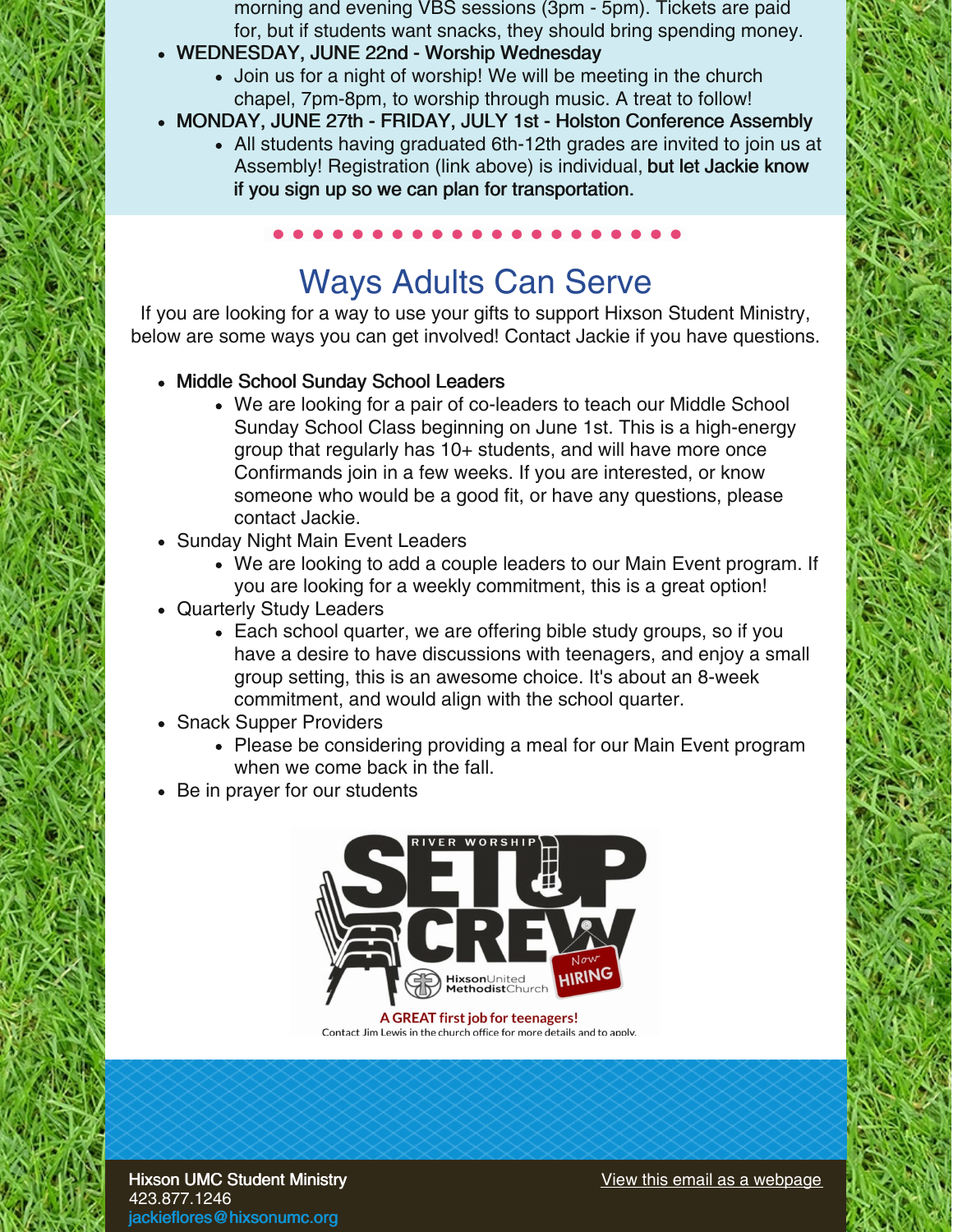morning and evening VBS sessions (3pm - 5pm). Tickets are paid for, but if students want snacks, they should bring spending money.

- WEDNESDAY, JUNE 22nd - Worship Wednesday
  - Join us for a night of worship! We will be meeting in the church chapel, 7pm-8pm, to worship through music. A treat to follow!
- MONDAY, JUNE 27th - FRIDAY, JULY 1st - Holston Conference Assembly
  - All students having graduated 6th-12th grades are invited to join us at Assembly! Registration (link above) is individual, **but let Jackie know if you sign up so we can plan for transportation.**

## Ways Adults Can Serve

If you are looking for a way to use your gifts to support Hixson Student Ministry, below are some ways you can get involved! Contact Jackie if you have questions.

- Middle School Sunday School Leaders
  - We are looking for a pair of co-leaders to teach our Middle School Sunday School Class beginning on June 1st. This is a high-energy group that regularly has 10+ students, and will have more once Confirmands join in a few weeks. If you are interested, or know someone who would be a good fit, or have any questions, please contact Jackie.
- Sunday Night Main Event Leaders
  - We are looking to add a couple leaders to our Main Event program. If you are looking for a weekly commitment, this is a great option!
- Quarterly Study Leaders
  - Each school quarter, we are offering bible study groups, so if you have a desire to have discussions with teenagers, and enjoy a small group setting, this is an awesome choice. It's about an 8-week commitment, and would align with the school quarter.
- Snack Supper Providers
  - Please be considering providing a meal for our Main Event program when we come back in the fall.
- Be in prayer for our students

RIVER WORSHIP SETUP CREW — Now HIRING

Hixson United Methodist Church

A GREAT first job for teenagers!

Contact Jim Lewis in the church office for more details and to apply.

Hixson UMC Student Ministry
423.877.1246
jackieflores@hixsonumc.org

View this email as a webpage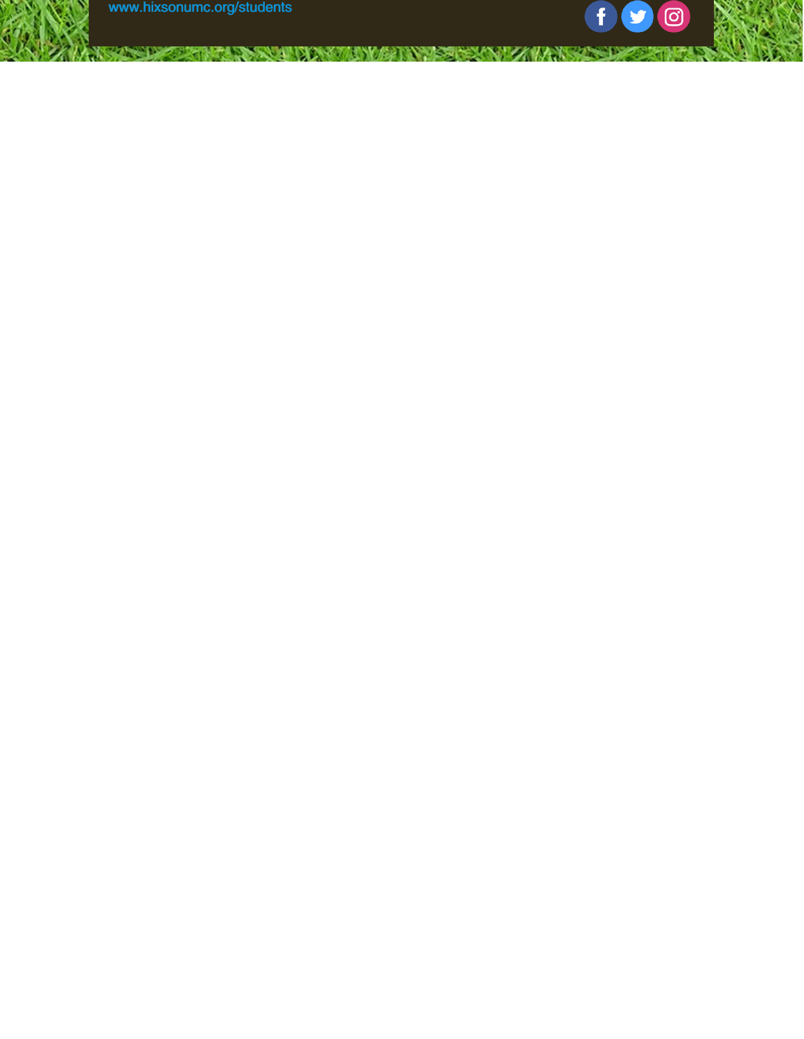www.hixsonumc.org/students